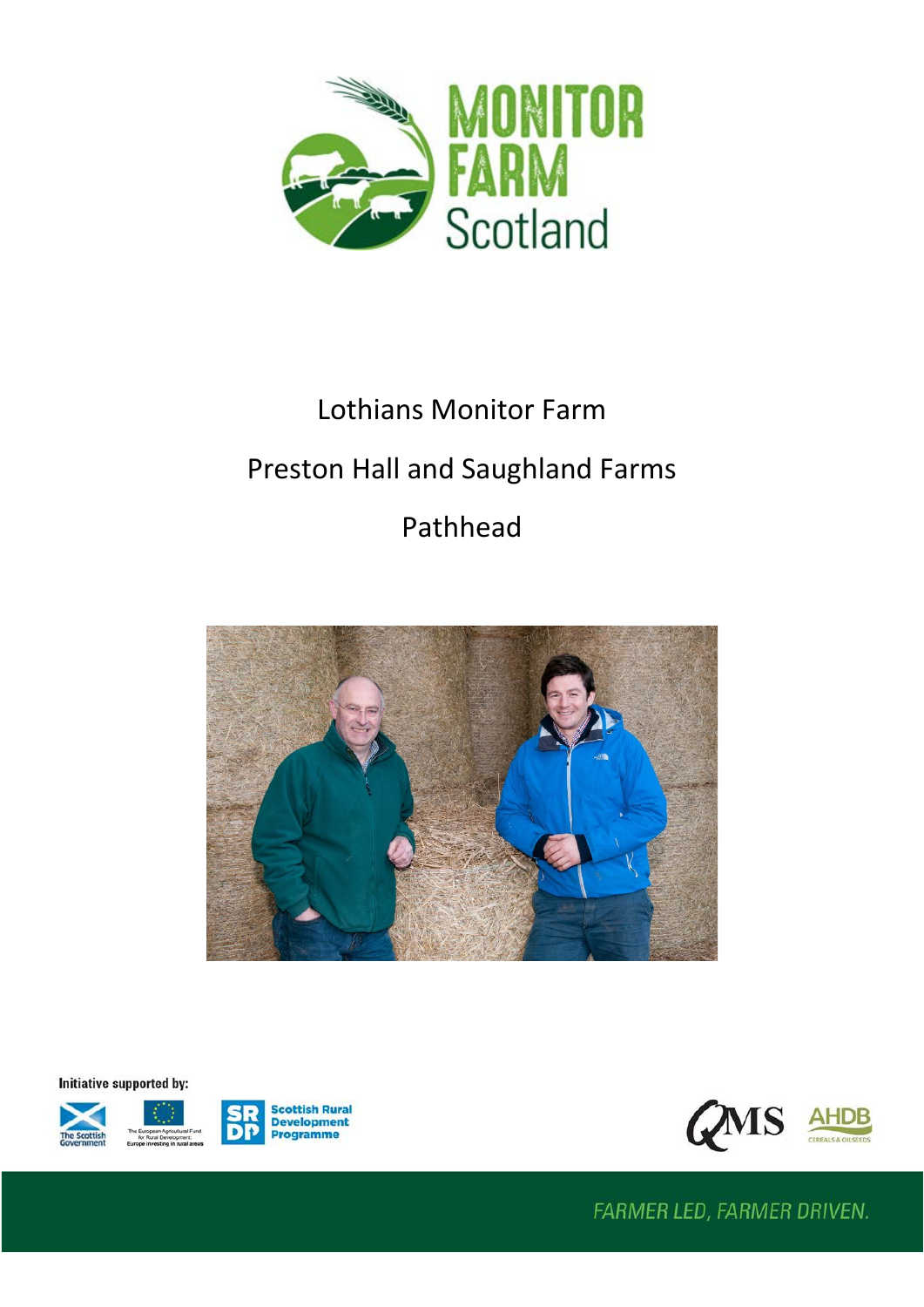MONITOR FARM Scotland

# Lothians Monitor Farm

## Preston Hall and Saughland Farms

## Pathhead

Initiative supported by:

The Scottish Government

The European Agricultural Fund for Rural Development: Europe investing in rural areas

Scottish Rural Development Programme

QMS

AHDB CEREALS & OILSEEDS

FARMER LED, FARMER DRIVEN.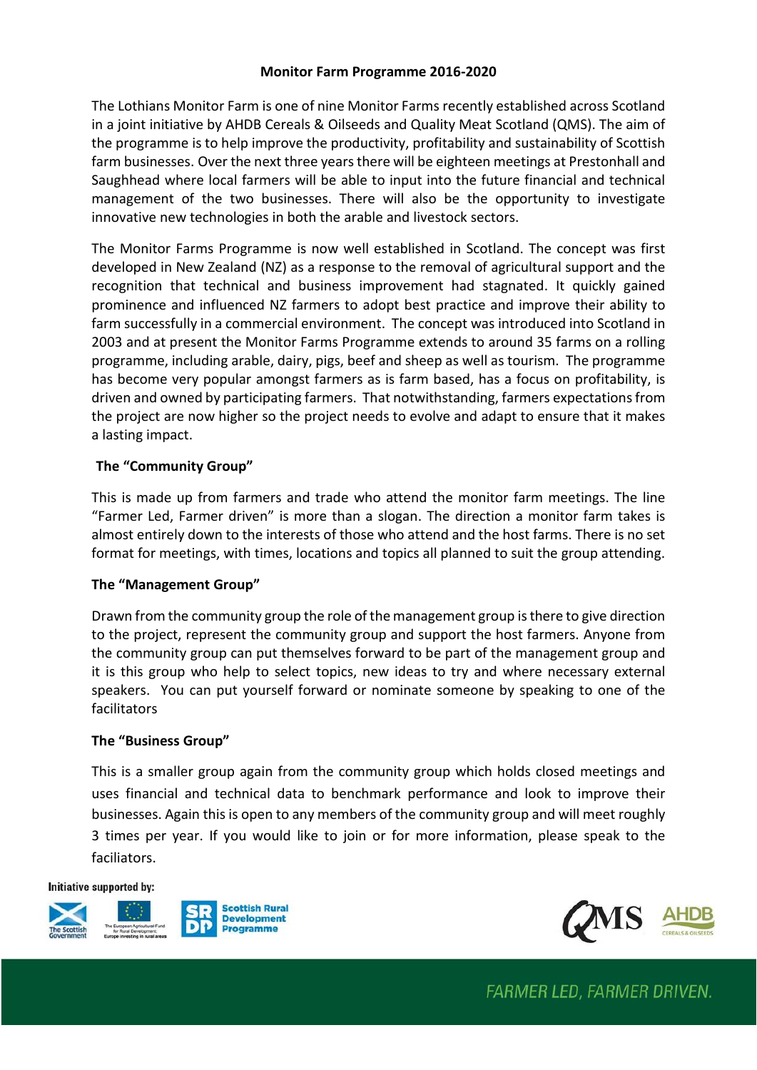# Monitor Farm Programme 2016-2020

The Lothians Monitor Farm is one of nine Monitor Farms recently established across Scotland in a joint initiative by AHDB Cereals & Oilseeds and Quality Meat Scotland (QMS). The aim of the programme is to help improve the productivity, profitability and sustainability of Scottish farm businesses. Over the next three years there will be eighteen meetings at Prestonhall and Saughhead where local farmers will be able to input into the future financial and technical management of the two businesses. There will also be the opportunity to investigate innovative new technologies in both the arable and livestock sectors.

The Monitor Farms Programme is now well established in Scotland. The concept was first developed in New Zealand (NZ) as a response to the removal of agricultural support and the recognition that technical and business improvement had stagnated. It quickly gained prominence and influenced NZ farmers to adopt best practice and improve their ability to farm successfully in a commercial environment. The concept was introduced into Scotland in 2003 and at present the Monitor Farms Programme extends to around 35 farms on a rolling programme, including arable, dairy, pigs, beef and sheep as well as tourism. The programme has become very popular amongst farmers as is farm based, has a focus on profitability, is driven and owned by participating farmers. That notwithstanding, farmers expectations from the project are now higher so the project needs to evolve and adapt to ensure that it makes a lasting impact.

## The "Community Group"

This is made up from farmers and trade who attend the monitor farm meetings. The line "Farmer Led, Farmer driven" is more than a slogan. The direction a monitor farm takes is almost entirely down to the interests of those who attend and the host farms. There is no set format for meetings, with times, locations and topics all planned to suit the group attending.

## The "Management Group"

Drawn from the community group the role of the management group is there to give direction to the project, represent the community group and support the host farmers. Anyone from the community group can put themselves forward to be part of the management group and it is this group who help to select topics, new ideas to try and where necessary external speakers. You can put yourself forward or nominate someone by speaking to one of the facilitators

## The "Business Group"

This is a smaller group again from the community group which holds closed meetings and uses financial and technical data to benchmark performance and look to improve their businesses. Again this is open to any members of the community group and will meet roughly 3 times per year. If you would like to join or for more information, please speak to the faciliators.

Initiative supported by:

FARMER LED, FARMER DRIVEN.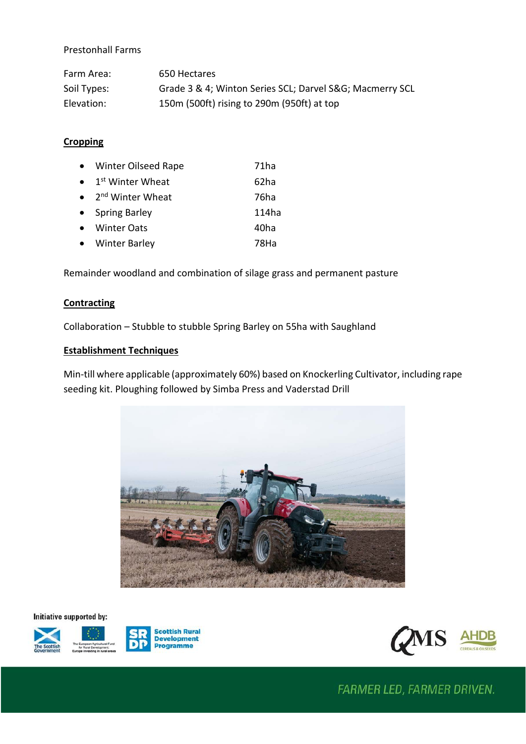Prestonhall Farms

| | |
|---|---|
| Farm Area: | 650 Hectares |
| Soil Types: | Grade 3 & 4; Winton Series SCL; Darvel S&G; Macmerry SCL |
| Elevation: | 150m (500ft) rising to 290m (950ft) at top |

## Cropping

- Winter Oilseed Rape 71ha
- 1st Winter Wheat 62ha
- 2nd Winter Wheat 76ha
- Spring Barley 114ha
- Winter Oats 40ha
- Winter Barley 78Ha

Remainder woodland and combination of silage grass and permanent pasture

## Contracting

Collaboration – Stubble to stubble Spring Barley on 55ha with Saughland

## Establishment Techniques

Min-till where applicable (approximately 60%) based on Knockerling Cultivator, including rape seeding kit. Ploughing followed by Simba Press and Vaderstad Drill

Initiative supported by:

FARMER LED, FARMER DRIVEN.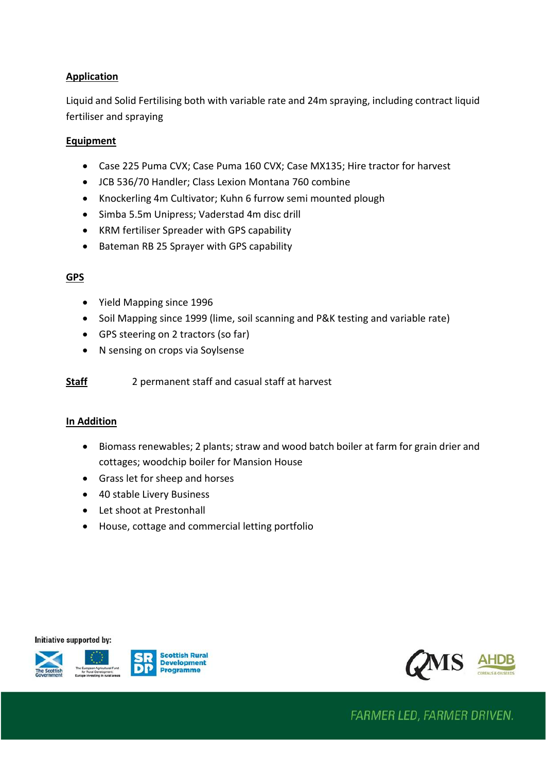## Application

Liquid and Solid Fertilising both with variable rate and 24m spraying, including contract liquid fertiliser and spraying

## Equipment

- Case 225 Puma CVX; Case Puma 160 CVX; Case MX135; Hire tractor for harvest
- JCB 536/70 Handler; Class Lexion Montana 760 combine
- Knockerling 4m Cultivator; Kuhn 6 furrow semi mounted plough
- Simba 5.5m Unipress; Vaderstad 4m disc drill
- KRM fertiliser Spreader with GPS capability
- Bateman RB 25 Sprayer with GPS capability

## GPS

- Yield Mapping since 1996
- Soil Mapping since 1999 (lime, soil scanning and P&K testing and variable rate)
- GPS steering on 2 tractors (so far)
- N sensing on crops via Soylsense

**Staff** 2 permanent staff and casual staff at harvest

## In Addition

- Biomass renewables; 2 plants; straw and wood batch boiler at farm for grain drier and cottages; woodchip boiler for Mansion House
- Grass let for sheep and horses
- 40 stable Livery Business
- Let shoot at Prestonhall
- House, cottage and commercial letting portfolio

Initiative supported by:

FARMER LED, FARMER DRIVEN.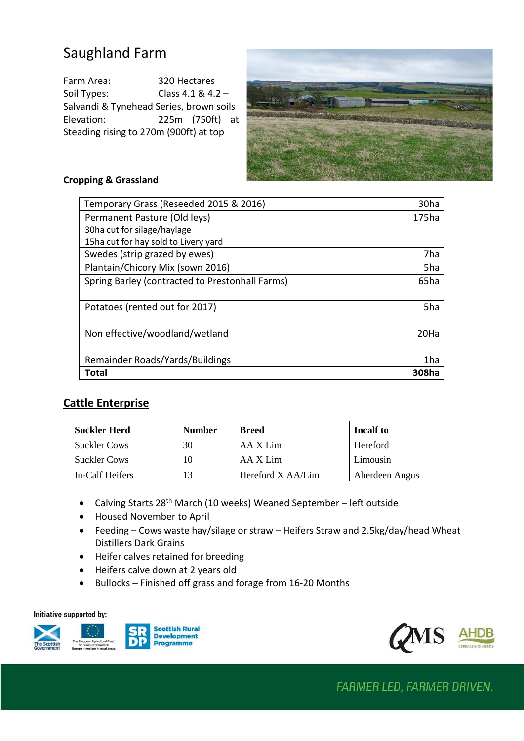# Saughland Farm

Farm Area: 320 Hectares
Soil Types: Class 4.1 & 4.2 – Salvandi & Tynehead Series, brown soils
Elevation: 225m (750ft) at Steading rising to 270m (900ft) at top

## Cropping & Grassland

| | |
|---|---|
| Temporary Grass (Reseeded 2015 & 2016) | 30ha |
| Permanent Pasture (Old leys)<br>30ha cut for silage/haylage<br>15ha cut for hay sold to Livery yard | 175ha |
| Swedes (strip grazed by ewes) | 7ha |
| Plantain/Chicory Mix (sown 2016) | 5ha |
| Spring Barley (contracted to Prestonhall Farms) | 65ha |
| Potatoes (rented out for 2017) | 5ha |
| Non effective/woodland/wetland | 20Ha |
| Remainder Roads/Yards/Buildings | 1ha |
| **Total** | **308ha** |

## Cattle Enterprise

| Suckler Herd | Number | Breed | Incalf to |
|---|---|---|---|
| Suckler Cows | 30 | AA X Lim | Hereford |
| Suckler Cows | 10 | AA X Lim | Limousin |
| In-Calf Heifers | 13 | Hereford X AA/Lim | Aberdeen Angus |

- Calving Starts 28th March (10 weeks) Weaned September – left outside
- Housed November to April
- Feeding – Cows waste hay/silage or straw – Heifers Straw and 2.5kg/day/head Wheat Distillers Dark Grains
- Heifer calves retained for breeding
- Heifers calve down at 2 years old
- Bullocks – Finished off grass and forage from 16-20 Months

Initiative supported by:

FARMER LED, FARMER DRIVEN.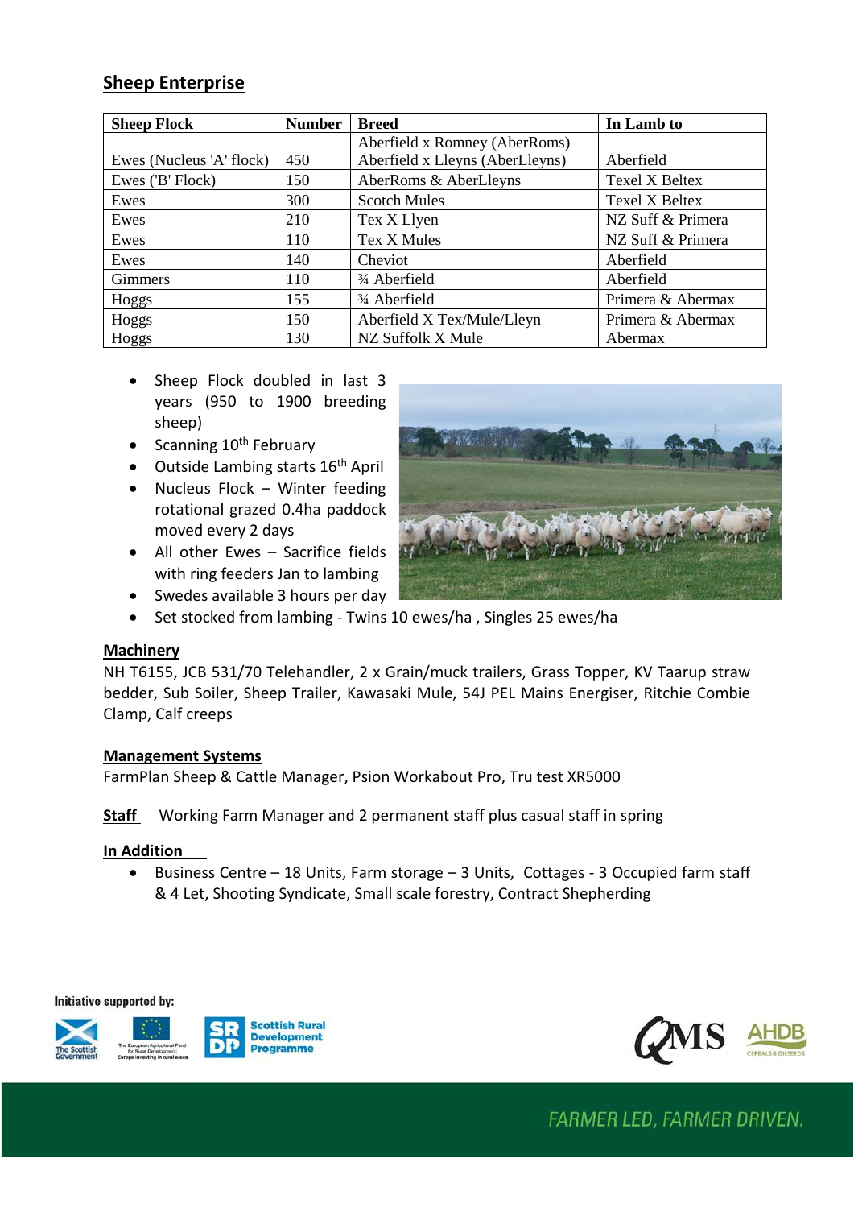## Sheep Enterprise

| Sheep Flock | Number | Breed | In Lamb to |
|---|---|---|---|
| Ewes (Nucleus 'A' flock) | 450 | Aberfield x Romney (AberRoms) Aberfield x Lleyns (AberLleyns) | Aberfield |
| Ewes ('B' Flock) | 150 | AberRoms & AberLleyns | Texel X Beltex |
| Ewes | 300 | Scotch Mules | Texel X Beltex |
| Ewes | 210 | Tex X Llyen | NZ Suff & Primera |
| Ewes | 110 | Tex X Mules | NZ Suff & Primera |
| Ewes | 140 | Cheviot | Aberfield |
| Gimmers | 110 | ¾ Aberfield | Aberfield |
| Hoggs | 155 | ¾ Aberfield | Primera & Abermax |
| Hoggs | 150 | Aberfield X Tex/Mule/Lleyn | Primera & Abermax |
| Hoggs | 130 | NZ Suffolk X Mule | Abermax |

- Sheep Flock doubled in last 3 years (950 to 1900 breeding sheep)
- Scanning 10th February
- Outside Lambing starts 16th April
- Nucleus Flock – Winter feeding rotational grazed 0.4ha paddock moved every 2 days
- All other Ewes – Sacrifice fields with ring feeders Jan to lambing
- Swedes available 3 hours per day
- Set stocked from lambing - Twins 10 ewes/ha , Singles 25 ewes/ha

## Machinery

NH T6155, JCB 531/70 Telehandler, 2 x Grain/muck trailers, Grass Topper, KV Taarup straw bedder, Sub Soiler, Sheep Trailer, Kawasaki Mule, 54J PEL Mains Energiser, Ritchie Combie Clamp, Calf creeps

## Management Systems

FarmPlan Sheep & Cattle Manager, Psion Workabout Pro, Tru test XR5000

**Staff** Working Farm Manager and 2 permanent staff plus casual staff in spring

## In Addition

- Business Centre – 18 Units, Farm storage – 3 Units, Cottages - 3 Occupied farm staff & 4 Let, Shooting Syndicate, Small scale forestry, Contract Shepherding

Initiative supported by: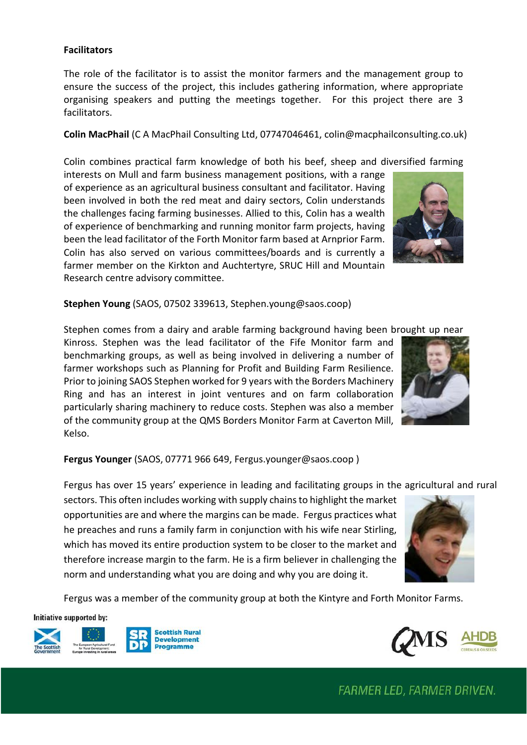**Facilitators**

The role of the facilitator is to assist the monitor farmers and the management group to ensure the success of the project, this includes gathering information, where appropriate organising speakers and putting the meetings together. For this project there are 3 facilitators.

**Colin MacPhail** (C A MacPhail Consulting Ltd, 07747046461, colin@macphailconsulting.co.uk)

Colin combines practical farm knowledge of both his beef, sheep and diversified farming interests on Mull and farm business management positions, with a range of experience as an agricultural business consultant and facilitator. Having been involved in both the red meat and dairy sectors, Colin understands the challenges facing farming businesses. Allied to this, Colin has a wealth of experience of benchmarking and running monitor farm projects, having been the lead facilitator of the Forth Monitor farm based at Arnprior Farm. Colin has also served on various committees/boards and is currently a farmer member on the Kirkton and Auchtertyre, SRUC Hill and Mountain Research centre advisory committee.

**Stephen Young** (SAOS, 07502 339613, Stephen.young@saos.coop)

Stephen comes from a dairy and arable farming background having been brought up near Kinross. Stephen was the lead facilitator of the Fife Monitor farm and benchmarking groups, as well as being involved in delivering a number of farmer workshops such as Planning for Profit and Building Farm Resilience. Prior to joining SAOS Stephen worked for 9 years with the Borders Machinery Ring and has an interest in joint ventures and on farm collaboration particularly sharing machinery to reduce costs. Stephen was also a member of the community group at the QMS Borders Monitor Farm at Caverton Mill, Kelso.

**Fergus Younger** (SAOS, 07771 966 649, Fergus.younger@saos.coop )

Fergus has over 15 years' experience in leading and facilitating groups in the agricultural and rural sectors. This often includes working with supply chains to highlight the market opportunities are and where the margins can be made. Fergus practices what he preaches and runs a family farm in conjunction with his wife near Stirling, which has moved its entire production system to be closer to the market and therefore increase margin to the farm. He is a firm believer in challenging the norm and understanding what you are doing and why you are doing it.

Fergus was a member of the community group at both the Kintyre and Forth Monitor Farms.